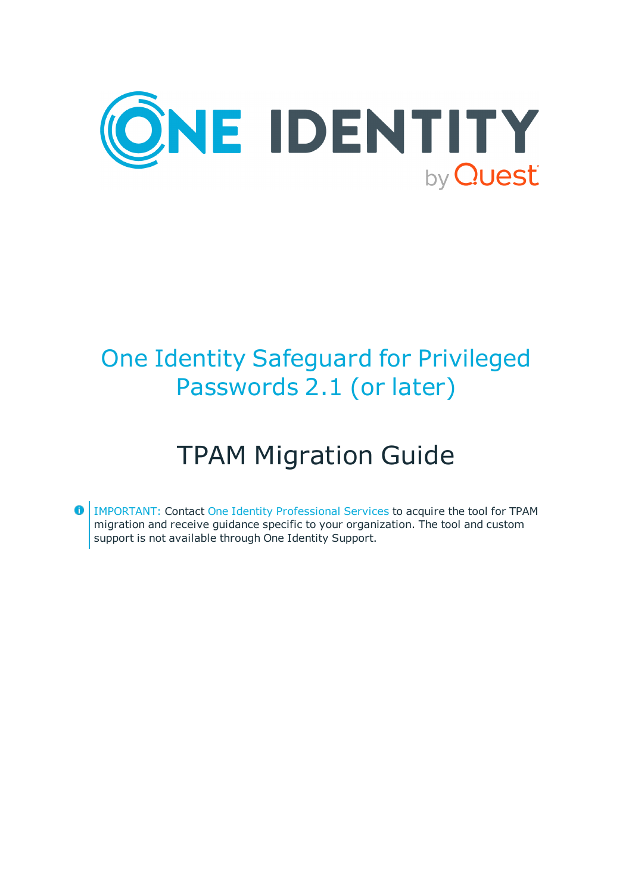# One Identity Safeguard for Privileged Passwords 2.1 (or later)

## TPAM Migration Guide

IMPORTANT: Contact One Identity Professional Services to acquire the tool for TPAM migration and receive guidance specific to your organization. The tool and custom support is not available through One Identity Support.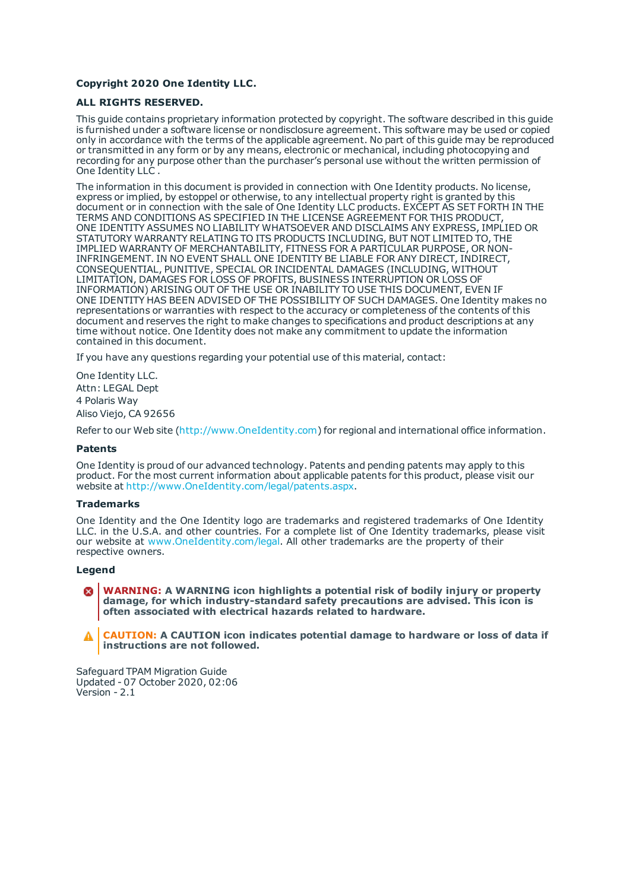**Copyright 2020 One Identity LLC.**

**ALL RIGHTS RESERVED.**

This guide contains proprietary information protected by copyright. The software described in this guide is furnished under a software license or nondisclosure agreement. This software may be used or copied only in accordance with the terms of the applicable agreement. No part of this guide may be reproduced or transmitted in any form or by any means, electronic or mechanical, including photocopying and recording for any purpose other than the purchaser's personal use without the written permission of One Identity LLC .

The information in this document is provided in connection with One Identity products. No license, express or implied, by estoppel or otherwise, to any intellectual property right is granted by this document or in connection with the sale of One Identity LLC products. EXCEPT AS SET FORTH IN THE TERMS AND CONDITIONS AS SPECIFIED IN THE LICENSE AGREEMENT FOR THIS PRODUCT, ONE IDENTITY ASSUMES NO LIABILITY WHATSOEVER AND DISCLAIMS ANY EXPRESS, IMPLIED OR STATUTORY WARRANTY RELATING TO ITS PRODUCTS INCLUDING, BUT NOT LIMITED TO, THE IMPLIED WARRANTY OF MERCHANTABILITY, FITNESS FOR A PARTICULAR PURPOSE, OR NON-INFRINGEMENT. IN NO EVENT SHALL ONE IDENTITY BE LIABLE FOR ANY DIRECT, INDIRECT, CONSEQUENTIAL, PUNITIVE, SPECIAL OR INCIDENTAL DAMAGES (INCLUDING, WITHOUT LIMITATION, DAMAGES FOR LOSS OF PROFITS, BUSINESS INTERRUPTION OR LOSS OF INFORMATION) ARISING OUT OF THE USE OR INABILITY TO USE THIS DOCUMENT, EVEN IF ONE IDENTITY HAS BEEN ADVISED OF THE POSSIBILITY OF SUCH DAMAGES. One Identity makes no representations or warranties with respect to the accuracy or completeness of the contents of this document and reserves the right to make changes to specifications and product descriptions at any time without notice. One Identity does not make any commitment to update the information contained in this document.

If you have any questions regarding your potential use of this material, contact:

One Identity LLC.
Attn: LEGAL Dept
4 Polaris Way
Aliso Viejo, CA 92656

Refer to our Web site (http://www.OneIdentity.com) for regional and international office information.

**Patents**

One Identity is proud of our advanced technology. Patents and pending patents may apply to this product. For the most current information about applicable patents for this product, please visit our website at http://www.OneIdentity.com/legal/patents.aspx.

**Trademarks**

One Identity and the One Identity logo are trademarks and registered trademarks of One Identity LLC. in the U.S.A. and other countries. For a complete list of One Identity trademarks, please visit our website at www.OneIdentity.com/legal. All other trademarks are the property of their respective owners.

**Legend**

**WARNING: A WARNING icon highlights a potential risk of bodily injury or property damage, for which industry-standard safety precautions are advised. This icon is often associated with electrical hazards related to hardware.**

**CAUTION: A CAUTION icon indicates potential damage to hardware or loss of data if instructions are not followed.**

Safeguard TPAM Migration Guide
Updated - 07 October 2020, 02:06
Version - 2.1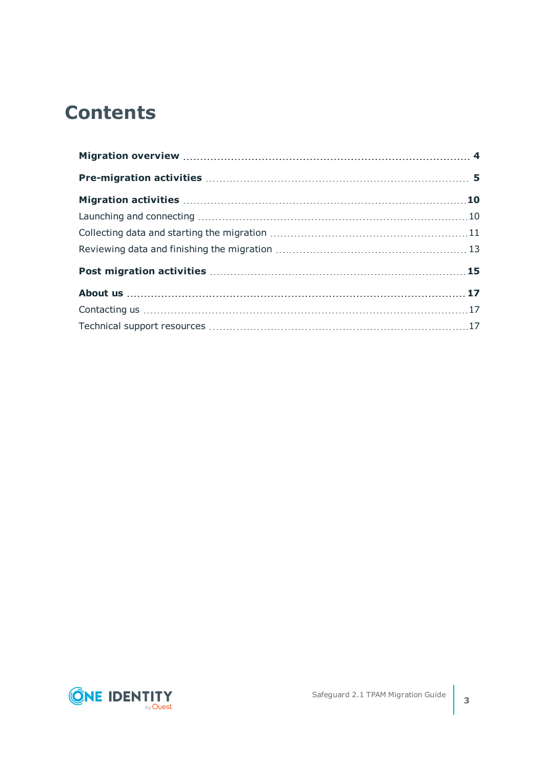# Contents

**Migration overview** 4

**Pre-migration activities** 5

**Migration activities** 10

Launching and connecting 10

Collecting data and starting the migration 11

Reviewing data and finishing the migration 13

**Post migration activities** 15

**About us** 17

Contacting us 17

Technical support resources 17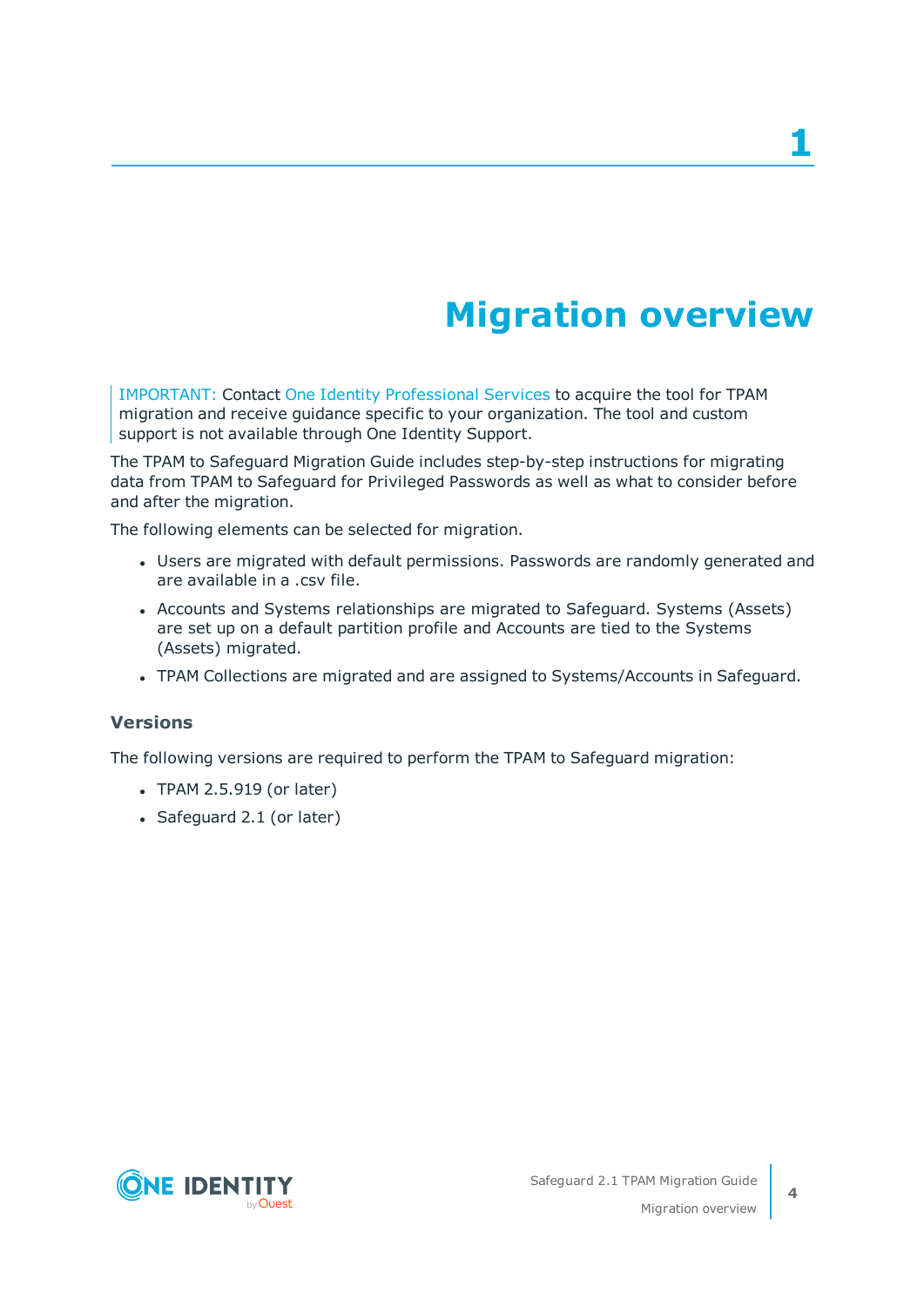# 1 Migration overview

> IMPORTANT: Contact One Identity Professional Services to acquire the tool for TPAM migration and receive guidance specific to your organization. The tool and custom support is not available through One Identity Support.

The TPAM to Safeguard Migration Guide includes step-by-step instructions for migrating data from TPAM to Safeguard for Privileged Passwords as well as what to consider before and after the migration.

The following elements can be selected for migration.

- Users are migrated with default permissions. Passwords are randomly generated and are available in a .csv file.
- Accounts and Systems relationships are migrated to Safeguard. Systems (Assets) are set up on a default partition profile and Accounts are tied to the Systems (Assets) migrated.
- TPAM Collections are migrated and are assigned to Systems/Accounts in Safeguard.

### Versions

The following versions are required to perform the TPAM to Safeguard migration:

- TPAM 2.5.919 (or later)
- Safeguard 2.1 (or later)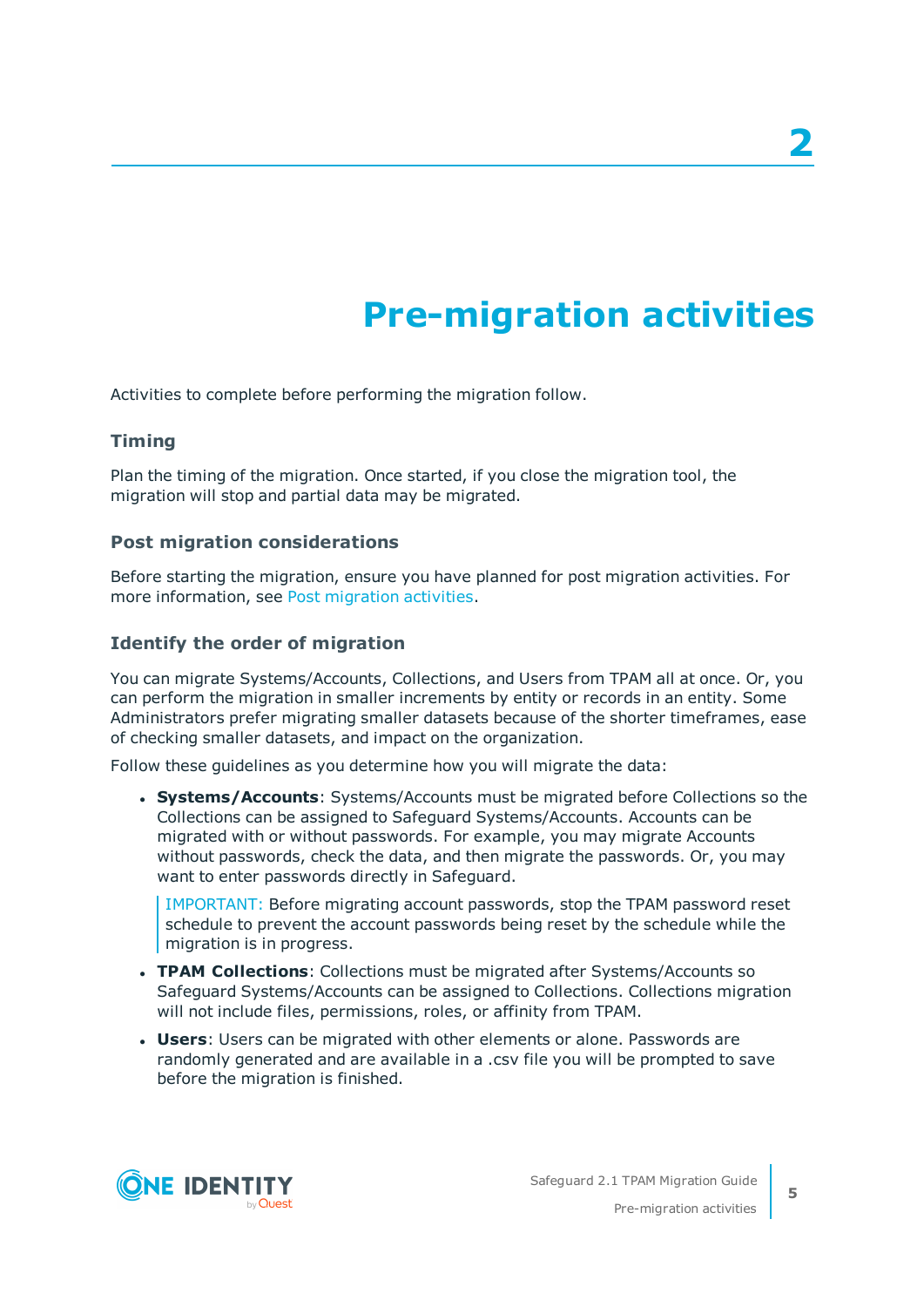# 2 Pre-migration activities

Activities to complete before performing the migration follow.

### Timing

Plan the timing of the migration. Once started, if you close the migration tool, the migration will stop and partial data may be migrated.

### Post migration considerations

Before starting the migration, ensure you have planned for post migration activities. For more information, see Post migration activities.

### Identify the order of migration

You can migrate Systems/Accounts, Collections, and Users from TPAM all at once. Or, you can perform the migration in smaller increments by entity or records in an entity. Some Administrators prefer migrating smaller datasets because of the shorter timeframes, ease of checking smaller datasets, and impact on the organization.

Follow these guidelines as you determine how you will migrate the data:

- **Systems/Accounts**: Systems/Accounts must be migrated before Collections so the Collections can be assigned to Safeguard Systems/Accounts. Accounts can be migrated with or without passwords. For example, you may migrate Accounts without passwords, check the data, and then migrate the passwords. Or, you may want to enter passwords directly in Safeguard.

  > IMPORTANT: Before migrating account passwords, stop the TPAM password reset schedule to prevent the account passwords being reset by the schedule while the migration is in progress.

- **TPAM Collections**: Collections must be migrated after Systems/Accounts so Safeguard Systems/Accounts can be assigned to Collections. Collections migration will not include files, permissions, roles, or affinity from TPAM.
- **Users**: Users can be migrated with other elements or alone. Passwords are randomly generated and are available in a .csv file you will be prompted to save before the migration is finished.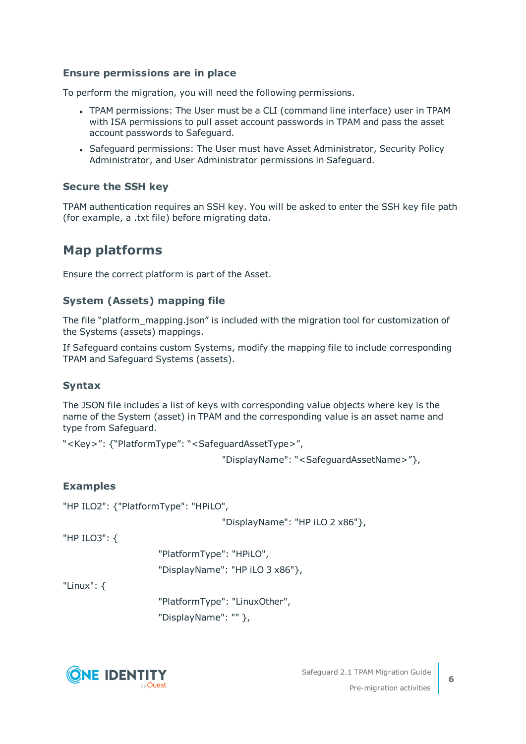### Ensure permissions are in place

To perform the migration, you will need the following permissions.

- TPAM permissions: The User must be a CLI (command line interface) user in TPAM with ISA permissions to pull asset account passwords in TPAM and pass the asset account passwords to Safeguard.
- Safeguard permissions: The User must have Asset Administrator, Security Policy Administrator, and User Administrator permissions in Safeguard.

### Secure the SSH key

TPAM authentication requires an SSH key. You will be asked to enter the SSH key file path (for example, a .txt file) before migrating data.

## Map platforms

Ensure the correct platform is part of the Asset.

### System (Assets) mapping file

The file “platform_mapping.json” is included with the migration tool for customization of the Systems (assets) mappings.

If Safeguard contains custom Systems, modify the mapping file to include corresponding TPAM and Safeguard Systems (assets).

### Syntax

The JSON file includes a list of keys with corresponding value objects where key is the name of the System (asset) in TPAM and the corresponding value is an asset name and type from Safeguard.

```
“<Key>”: {“PlatformType”: “<SafeguardAssetType>”,
                                    "DisplayName": “<SafeguardAssetName>”},
```

### Examples

```
"HP ILO2": {"PlatformType": "HPiLO",
                                    "DisplayName": "HP iLO 2 x86"},
"HP ILO3": {
                    "PlatformType": "HPiLO",
                    "DisplayName": "HP iLO 3 x86"},
"Linux": {
                    "PlatformType": "LinuxOther",
                    "DisplayName": "" },
```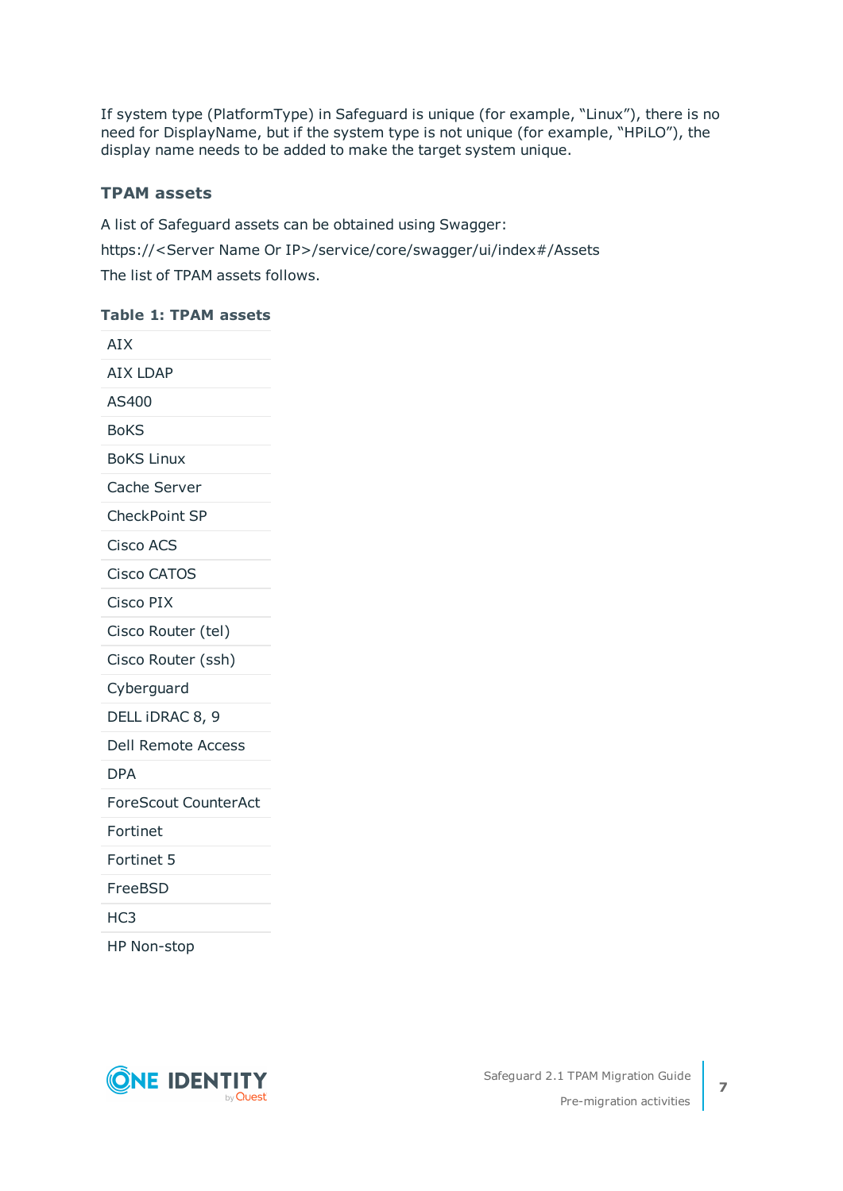If system type (PlatformType) in Safeguard is unique (for example, “Linux”), there is no need for DisplayName, but if the system type is not unique (for example, “HPiLO”), the display name needs to be added to make the target system unique.

### TPAM assets

A list of Safeguard assets can be obtained using Swagger:

https://<Server Name Or IP>/service/core/swagger/ui/index#/Assets

The list of TPAM assets follows.

**Table 1: TPAM assets**

| |
|---|
| AIX |
| AIX LDAP |
| AS400 |
| BoKS |
| BoKS Linux |
| Cache Server |
| CheckPoint SP |
| Cisco ACS |
| Cisco CATOS |
| Cisco PIX |
| Cisco Router (tel) |
| Cisco Router (ssh) |
| Cyberguard |
| DELL iDRAC 8, 9 |
| Dell Remote Access |
| DPA |
| ForeScout CounterAct |
| Fortinet |
| Fortinet 5 |
| FreeBSD |
| HC3 |
| HP Non-stop |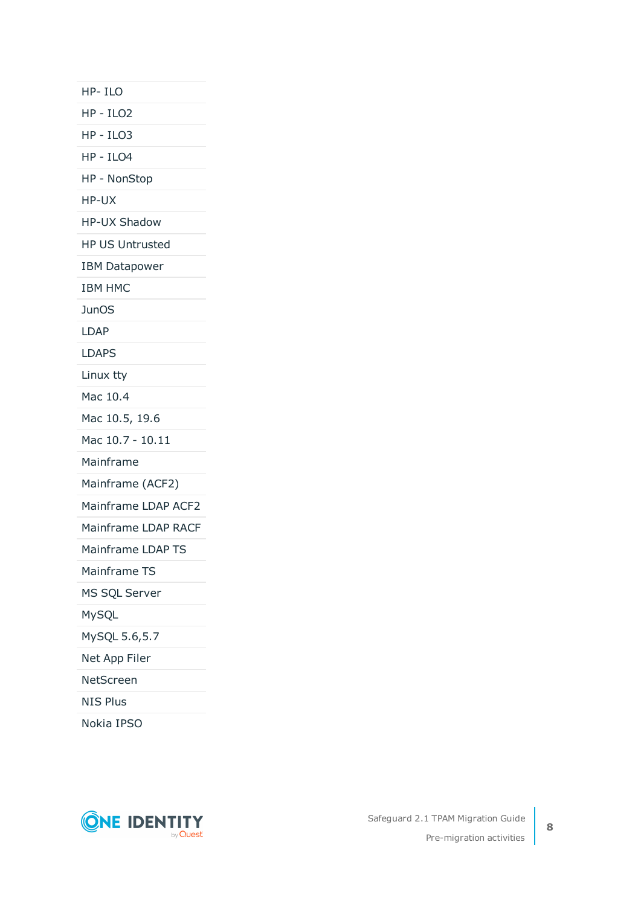| HP- ILO |
|---|
| HP - ILO2 |
| HP - ILO3 |
| HP - ILO4 |
| HP - NonStop |
| HP-UX |
| HP-UX Shadow |
| HP US Untrusted |
| IBM Datapower |
| IBM HMC |
| JunOS |
| LDAP |
| LDAPS |
| Linux tty |
| Mac 10.4 |
| Mac 10.5, 19.6 |
| Mac 10.7 - 10.11 |
| Mainframe |
| Mainframe (ACF2) |
| Mainframe LDAP ACF2 |
| Mainframe LDAP RACF |
| Mainframe LDAP TS |
| Mainframe TS |
| MS SQL Server |
| MySQL |
| MySQL 5.6,5.7 |
| Net App Filer |
| NetScreen |
| NIS Plus |
| Nokia IPSO |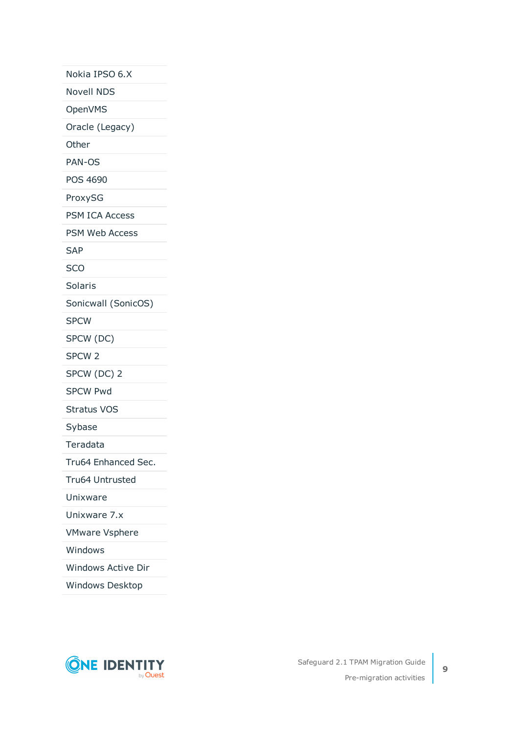| |
|---|
| Nokia IPSO 6.X |
| Novell NDS |
| OpenVMS |
| Oracle (Legacy) |
| Other |
| PAN-OS |
| POS 4690 |
| ProxySG |
| PSM ICA Access |
| PSM Web Access |
| SAP |
| SCO |
| Solaris |
| Sonicwall (SonicOS) |
| SPCW |
| SPCW (DC) |
| SPCW 2 |
| SPCW (DC) 2 |
| SPCW Pwd |
| Stratus VOS |
| Sybase |
| Teradata |
| Tru64 Enhanced Sec. |
| Tru64 Untrusted |
| Unixware |
| Unixware 7.x |
| VMware Vsphere |
| Windows |
| Windows Active Dir |
| Windows Desktop |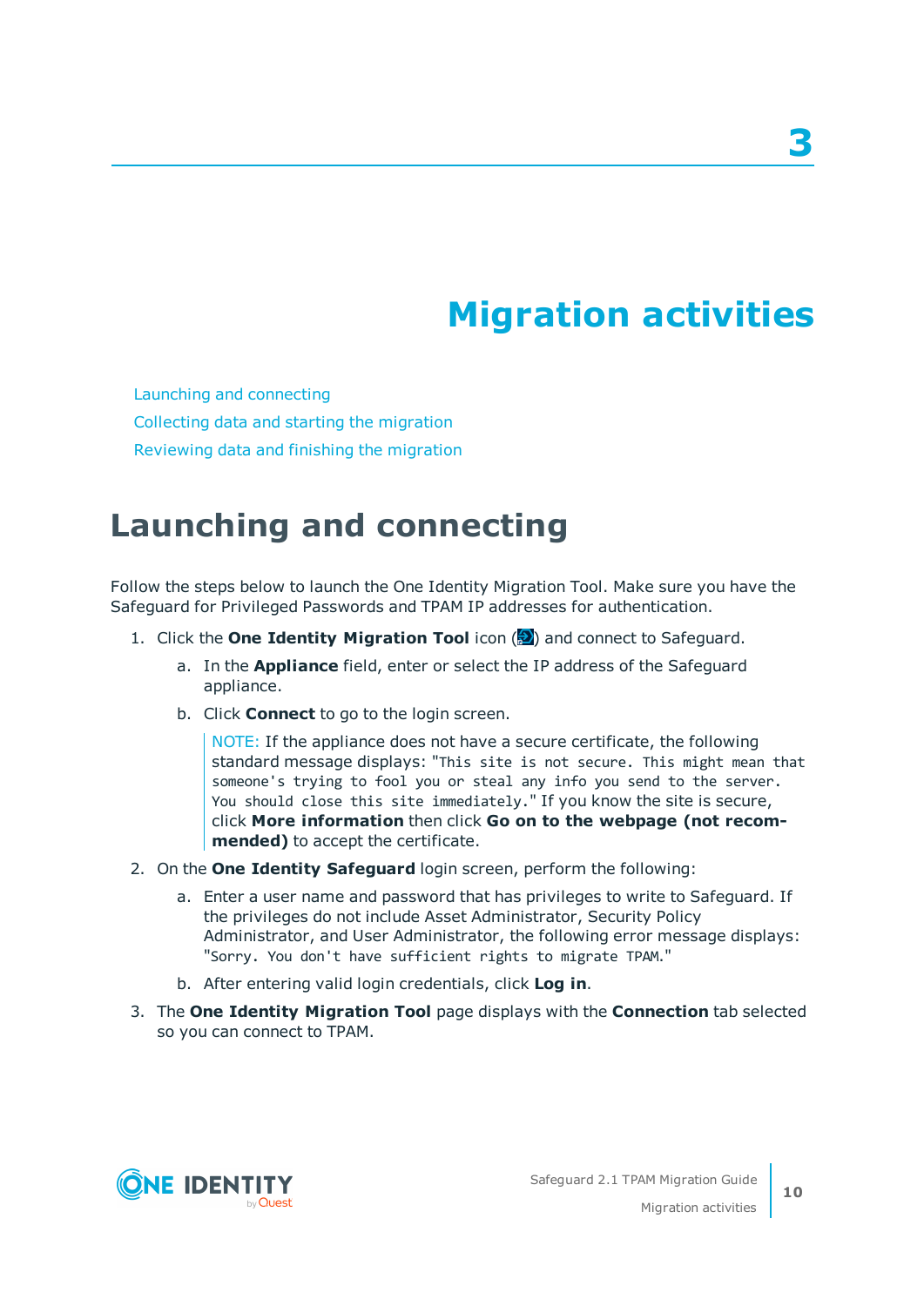# 3 Migration activities

Launching and connecting

Collecting data and starting the migration

Reviewing data and finishing the migration

## Launching and connecting

Follow the steps below to launch the One Identity Migration Tool. Make sure you have the Safeguard for Privileged Passwords and TPAM IP addresses for authentication.

1. Click the **One Identity Migration Tool** icon ( ) and connect to Safeguard.
   a. In the **Appliance** field, enter or select the IP address of the Safeguard appliance.
   b. Click **Connect** to go to the login screen.

      NOTE: If the appliance does not have a secure certificate, the following standard message displays: "`This site is not secure. This might mean that someone's trying to fool you or steal any info you send to the server. You should close this site immediately.`" If you know the site is secure, click **More information** then click **Go on to the webpage (not recommended)** to accept the certificate.

2. On the **One Identity Safeguard** login screen, perform the following:
   a. Enter a user name and password that has privileges to write to Safeguard. If the privileges do not include Asset Administrator, Security Policy Administrator, and User Administrator, the following error message displays: "`Sorry. You don't have sufficient rights to migrate TPAM.`"
   b. After entering valid login credentials, click **Log in**.

3. The **One Identity Migration Tool** page displays with the **Connection** tab selected so you can connect to TPAM.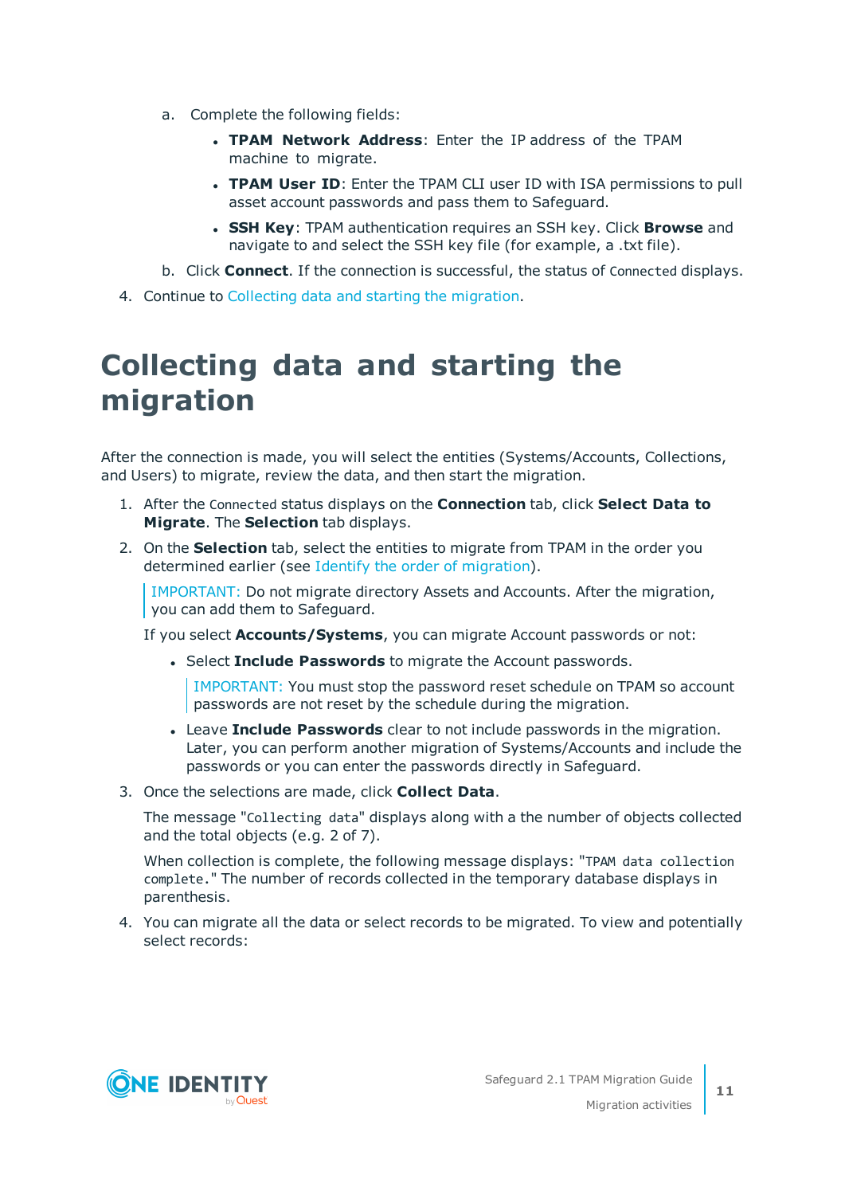a. Complete the following fields:

- **TPAM Network Address**: Enter the IP address of the TPAM machine to migrate.
- **TPAM User ID**: Enter the TPAM CLI user ID with ISA permissions to pull asset account passwords and pass them to Safeguard.
- **SSH Key**: TPAM authentication requires an SSH key. Click **Browse** and navigate to and select the SSH key file (for example, a .txt file).

b. Click **Connect**. If the connection is successful, the status of `Connected` displays.

4. Continue to Collecting data and starting the migration.

# Collecting data and starting the migration

After the connection is made, you will select the entities (Systems/Accounts, Collections, and Users) to migrate, review the data, and then start the migration.

1. After the `Connected` status displays on the **Connection** tab, click **Select Data to Migrate**. The **Selection** tab displays.
2. On the **Selection** tab, select the entities to migrate from TPAM in the order you determined earlier (see Identify the order of migration).

   IMPORTANT: Do not migrate directory Assets and Accounts. After the migration, you can add them to Safeguard.

   If you select **Accounts/Systems**, you can migrate Account passwords or not:

   - Select **Include Passwords** to migrate the Account passwords.

     IMPORTANT: You must stop the password reset schedule on TPAM so account passwords are not reset by the schedule during the migration.

   - Leave **Include Passwords** clear to not include passwords in the migration. Later, you can perform another migration of Systems/Accounts and include the passwords or you can enter the passwords directly in Safeguard.
3. Once the selections are made, click **Collect Data**.

   The message "`Collecting data`" displays along with a the number of objects collected and the total objects (e.g. 2 of 7).

   When collection is complete, the following message displays: "`TPAM data collection complete.`" The number of records collected in the temporary database displays in parenthesis.
4. You can migrate all the data or select records to be migrated. To view and potentially select records: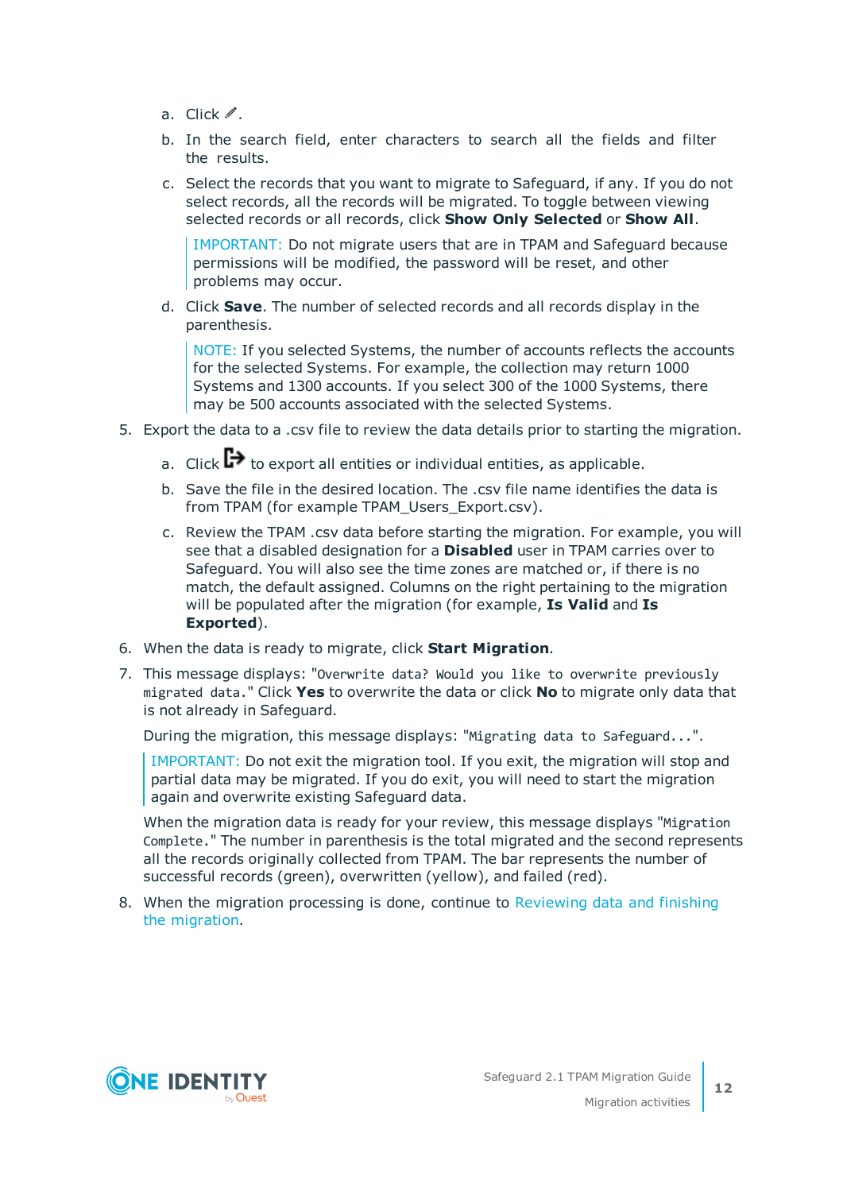a. Click ✎.
   b. In the search field, enter characters to search all the fields and filter the results.
   c. Select the records that you want to migrate to Safeguard, if any. If you do not select records, all the records will be migrated. To toggle between viewing selected records or all records, click **Show Only Selected** or **Show All**.

      IMPORTANT: Do not migrate users that are in TPAM and Safeguard because permissions will be modified, the password will be reset, and other problems may occur.

   d. Click **Save**. The number of selected records and all records display in the parenthesis.

      NOTE: If you selected Systems, the number of accounts reflects the accounts for the selected Systems. For example, the collection may return 1000 Systems and 1300 accounts. If you select 300 of the 1000 Systems, there may be 500 accounts associated with the selected Systems.

5. Export the data to a .csv file to review the data details prior to starting the migration.
   a. Click ⇨ to export all entities or individual entities, as applicable.
   b. Save the file in the desired location. The .csv file name identifies the data is from TPAM (for example TPAM_Users_Export.csv).
   c. Review the TPAM .csv data before starting the migration. For example, you will see that a disabled designation for a **Disabled** user in TPAM carries over to Safeguard. You will also see the time zones are matched or, if there is no match, the default assigned. Columns on the right pertaining to the migration will be populated after the migration (for example, **Is Valid** and **Is Exported**).
6. When the data is ready to migrate, click **Start Migration**.
7. This message displays: "`Overwrite data? Would you like to overwrite previously migrated data.`" Click **Yes** to overwrite the data or click **No** to migrate only data that is not already in Safeguard.

   During the migration, this message displays: "`Migrating data to Safeguard...`".

   IMPORTANT: Do not exit the migration tool. If you exit, the migration will stop and partial data may be migrated. If you do exit, you will need to start the migration again and overwrite existing Safeguard data.

   When the migration data is ready for your review, this message displays "`Migration Complete.`" The number in parenthesis is the total migrated and the second represents all the records originally collected from TPAM. The bar represents the number of successful records (green), overwritten (yellow), and failed (red).
8. When the migration processing is done, continue to Reviewing data and finishing the migration.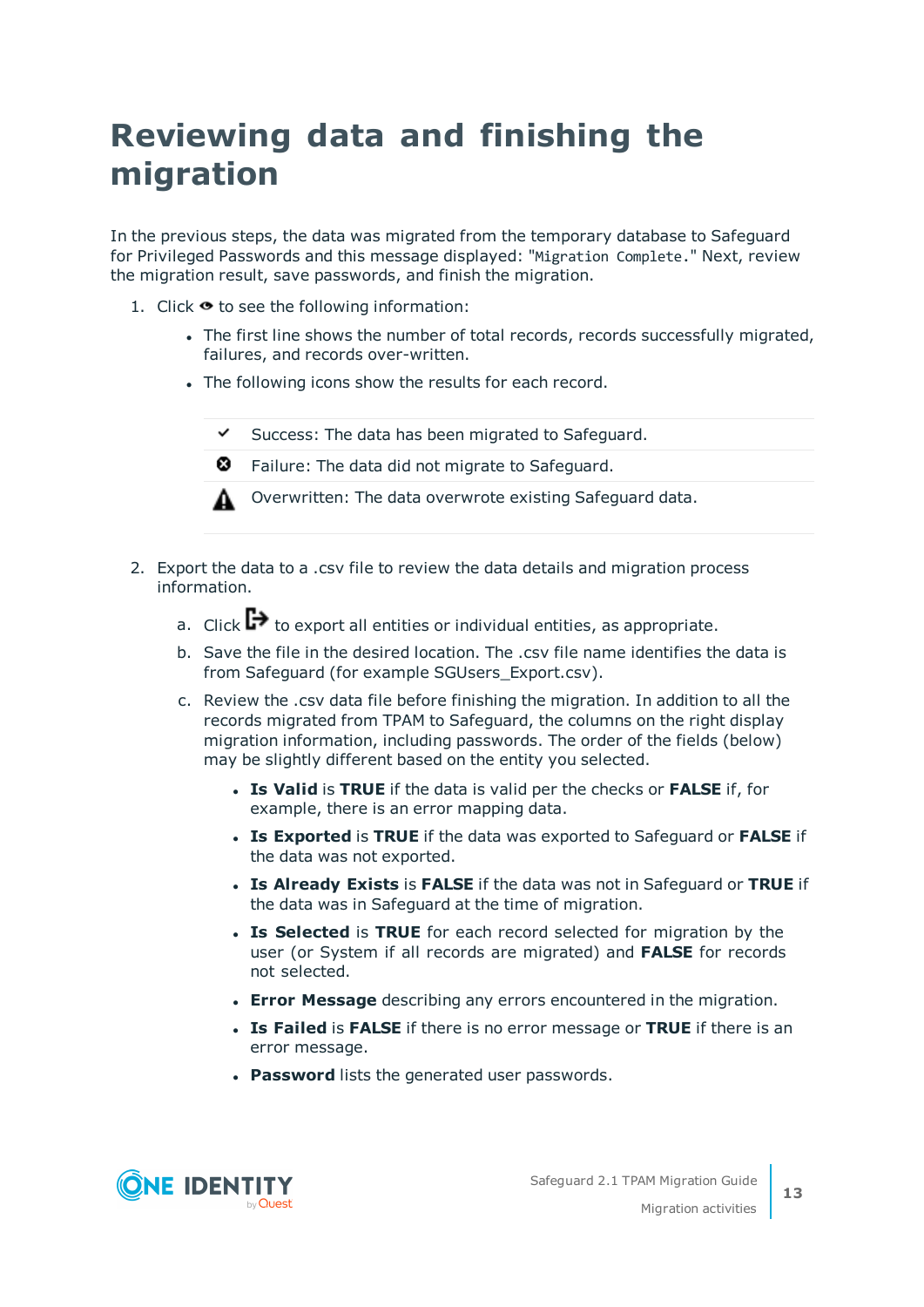# Reviewing data and finishing the migration

In the previous steps, the data was migrated from the temporary database to Safeguard for Privileged Passwords and this message displayed: "`Migration Complete.`" Next, review the migration result, save passwords, and finish the migration.

1. Click 👁 to see the following information:
   - The first line shows the number of total records, records successfully migrated, failures, and records over-written.
   - The following icons show the results for each record.

| | |
|---|---|
| ✔ | Success: The data has been migrated to Safeguard. |
| ⊗ | Failure: The data did not migrate to Safeguard. |
| ⚠ | Overwritten: The data overwrote existing Safeguard data. |

2. Export the data to a .csv file to review the data details and migration process information.

   a. Click ↦ to export all entities or individual entities, as appropriate.

   b. Save the file in the desired location. The .csv file name identifies the data is from Safeguard (for example SGUsers_Export.csv).

   c. Review the .csv data file before finishing the migration. In addition to all the records migrated from TPAM to Safeguard, the columns on the right display migration information, including passwords. The order of the fields (below) may be slightly different based on the entity you selected.

      - **Is Valid** is **TRUE** if the data is valid per the checks or **FALSE** if, for example, there is an error mapping data.
      - **Is Exported** is **TRUE** if the data was exported to Safeguard or **FALSE** if the data was not exported.
      - **Is Already Exists** is **FALSE** if the data was not in Safeguard or **TRUE** if the data was in Safeguard at the time of migration.
      - **Is Selected** is **TRUE** for each record selected for migration by the user (or System if all records are migrated) and **FALSE** for records not selected.
      - **Error Message** describing any errors encountered in the migration.
      - **Is Failed** is **FALSE** if there is no error message or **TRUE** if there is an error message.
      - **Password** lists the generated user passwords.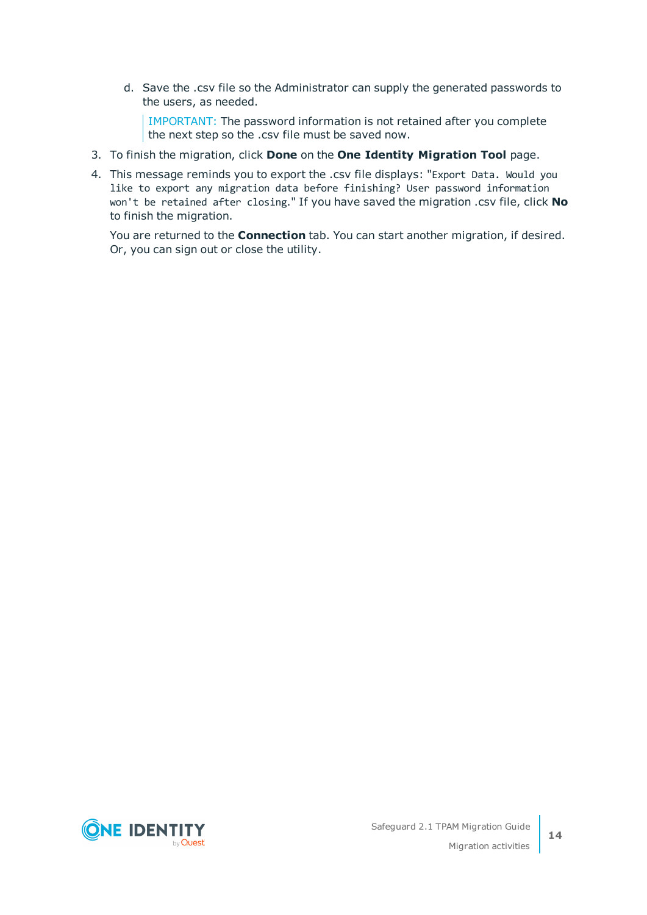d. Save the .csv file so the Administrator can supply the generated passwords to the users, as needed.

      IMPORTANT: The password information is not retained after you complete the next step so the .csv file must be saved now.

3. To finish the migration, click **Done** on the **One Identity Migration Tool** page.
4. This message reminds you to export the .csv file displays: "`Export Data. Would you like to export any migration data before finishing? User password information won't be retained after closing.`" If you have saved the migration .csv file, click **No** to finish the migration.

   You are returned to the **Connection** tab. You can start another migration, if desired. Or, you can sign out or close the utility.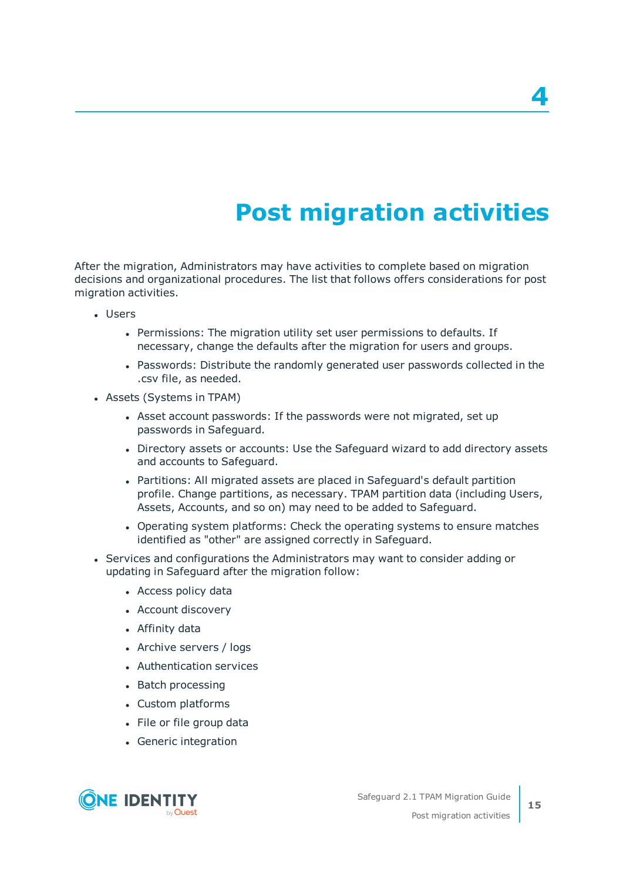# 4 Post migration activities

After the migration, Administrators may have activities to complete based on migration decisions and organizational procedures. The list that follows offers considerations for post migration activities.

- Users
  - Permissions: The migration utility set user permissions to defaults. If necessary, change the defaults after the migration for users and groups.
  - Passwords: Distribute the randomly generated user passwords collected in the .csv file, as needed.
- Assets (Systems in TPAM)
  - Asset account passwords: If the passwords were not migrated, set up passwords in Safeguard.
  - Directory assets or accounts: Use the Safeguard wizard to add directory assets and accounts to Safeguard.
  - Partitions: All migrated assets are placed in Safeguard's default partition profile. Change partitions, as necessary. TPAM partition data (including Users, Assets, Accounts, and so on) may need to be added to Safeguard.
  - Operating system platforms: Check the operating systems to ensure matches identified as "other" are assigned correctly in Safeguard.
- Services and configurations the Administrators may want to consider adding or updating in Safeguard after the migration follow:
  - Access policy data
  - Account discovery
  - Affinity data
  - Archive servers / logs
  - Authentication services
  - Batch processing
  - Custom platforms
  - File or file group data
  - Generic integration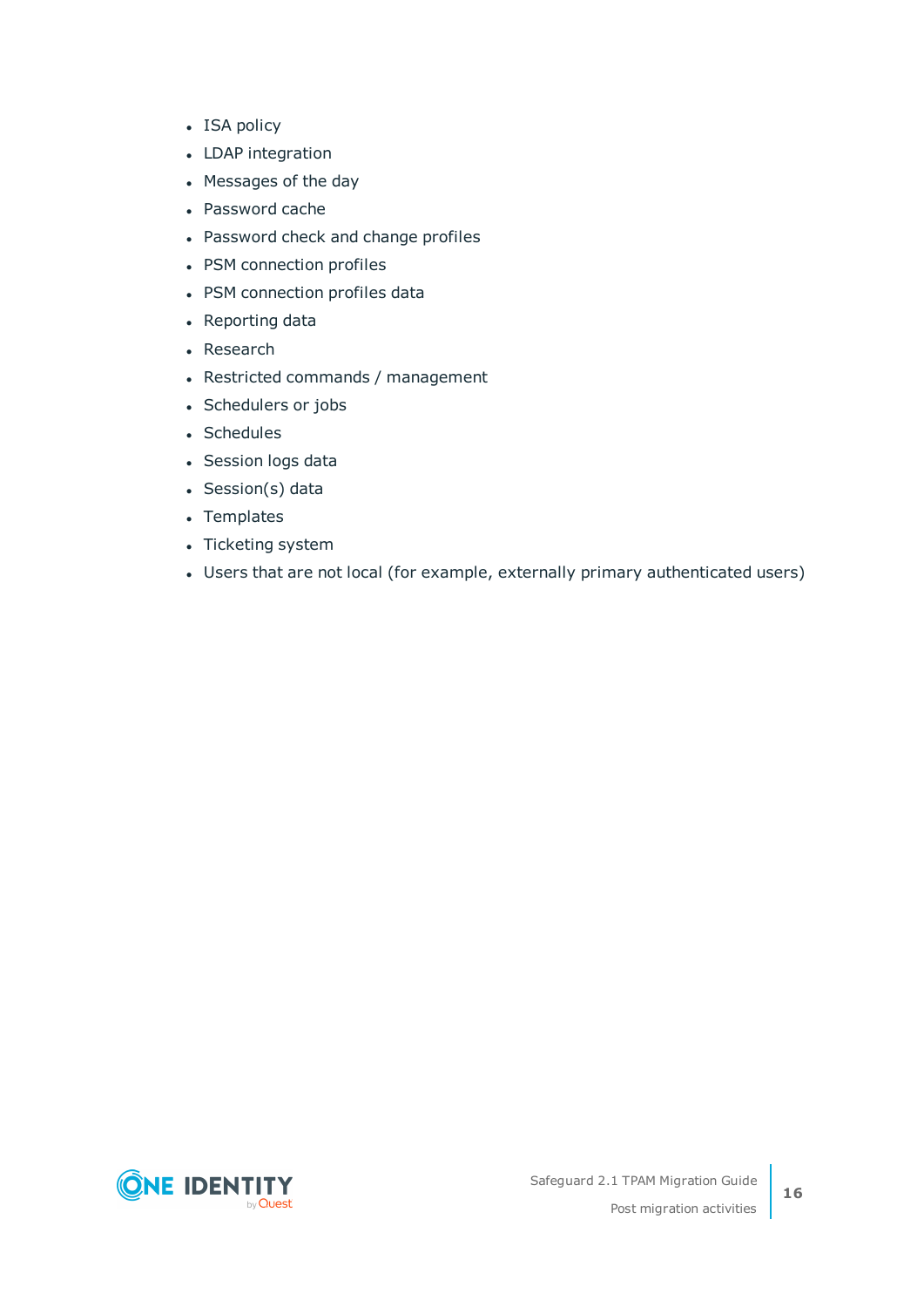- ISA policy
- LDAP integration
- Messages of the day
- Password cache
- Password check and change profiles
- PSM connection profiles
- PSM connection profiles data
- Reporting data
- Research
- Restricted commands / management
- Schedulers or jobs
- Schedules
- Session logs data
- Session(s) data
- Templates
- Ticketing system
- Users that are not local (for example, externally primary authenticated users)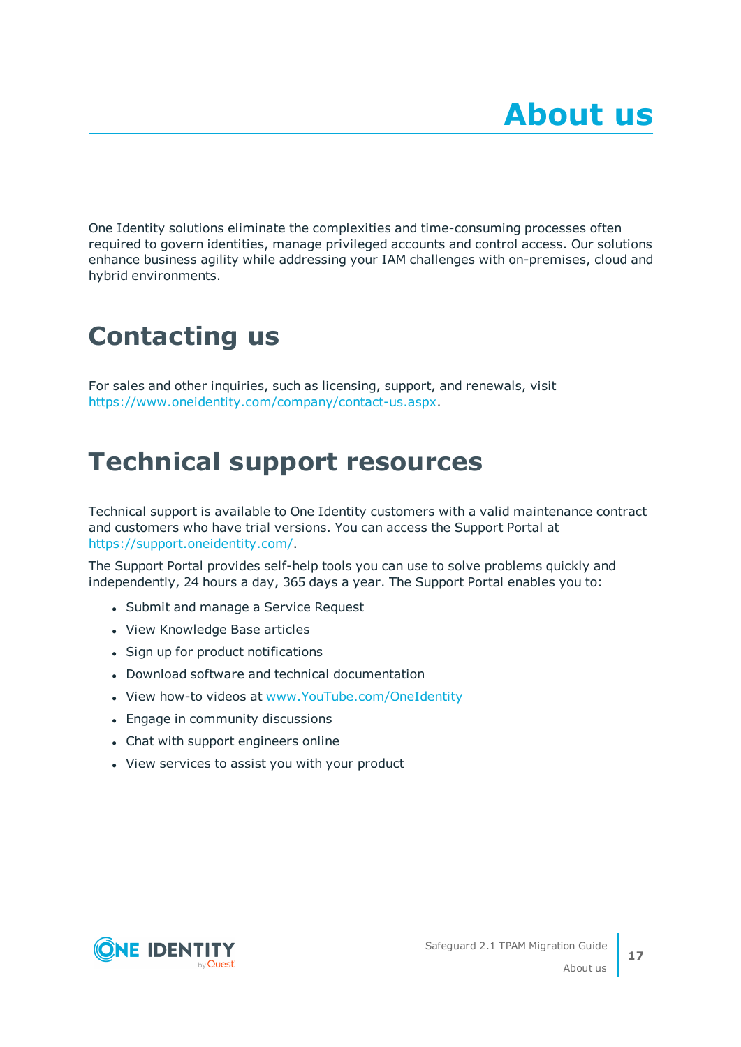# About us

One Identity solutions eliminate the complexities and time-consuming processes often required to govern identities, manage privileged accounts and control access. Our solutions enhance business agility while addressing your IAM challenges with on-premises, cloud and hybrid environments.

## Contacting us

For sales and other inquiries, such as licensing, support, and renewals, visit https://www.oneidentity.com/company/contact-us.aspx.

## Technical support resources

Technical support is available to One Identity customers with a valid maintenance contract and customers who have trial versions. You can access the Support Portal at https://support.oneidentity.com/.

The Support Portal provides self-help tools you can use to solve problems quickly and independently, 24 hours a day, 365 days a year. The Support Portal enables you to:

- Submit and manage a Service Request
- View Knowledge Base articles
- Sign up for product notifications
- Download software and technical documentation
- View how-to videos at www.YouTube.com/OneIdentity
- Engage in community discussions
- Chat with support engineers online
- View services to assist you with your product